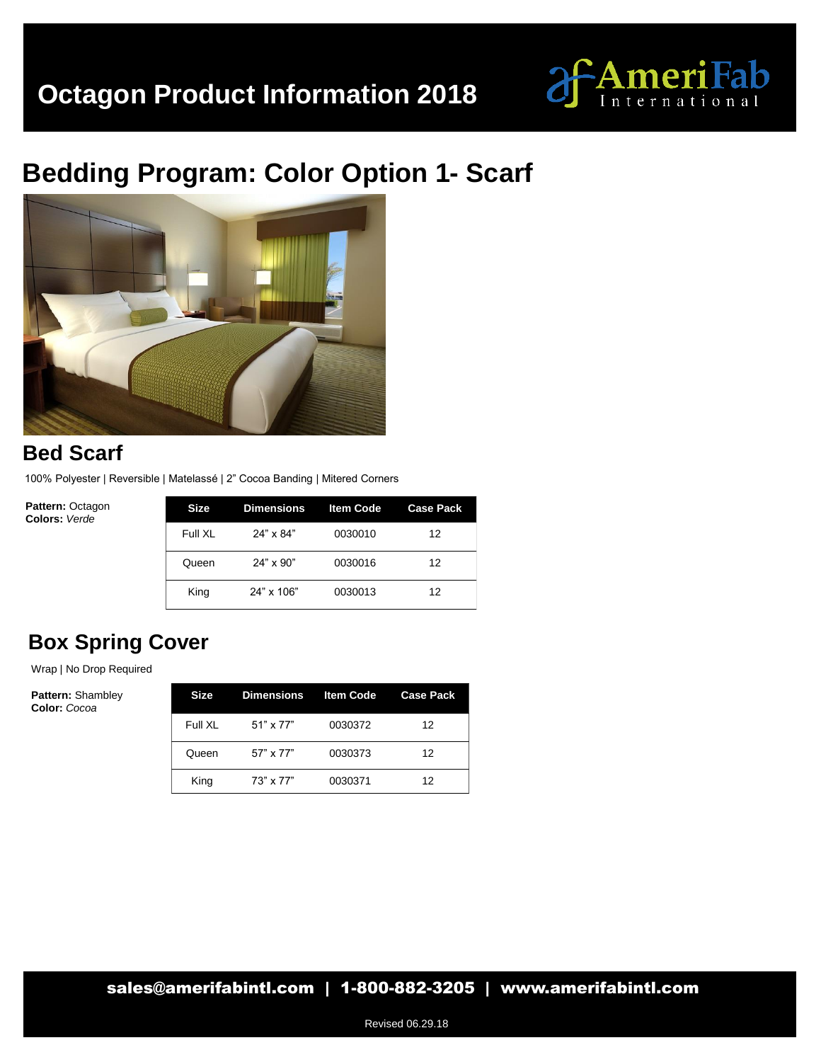# Octagon Product Information 2018

## Bedding Program: Color Option 1- Scarf

### Bed Scarf

100% Polyester | Reversible | Matelassé | 2" Cocoa Banding | Mitered Corners

**Pattern:** Octagon
**Colors:** *Verde*

| Size | Dimensions | Item Code | Case Pack |
|---|---|---|---|
| Full XL | 24" x 84" | 0030010 | 12 |
| Queen | 24" x 90" | 0030016 | 12 |
| King | 24" x 106" | 0030013 | 12 |

### Box Spring Cover

Wrap | No Drop Required

**Pattern:** Shambley
**Color:** *Cocoa*

| Size | Dimensions | Item Code | Case Pack |
|---|---|---|---|
| Full XL | 51" x 77" | 0030372 | 12 |
| Queen | 57" x 77" | 0030373 | 12 |
| King | 73" x 77" | 0030371 | 12 |

**sales@amerifabintl.com | 1-800-882-3205 | www.amerifabintl.com**

Revised 06.29.18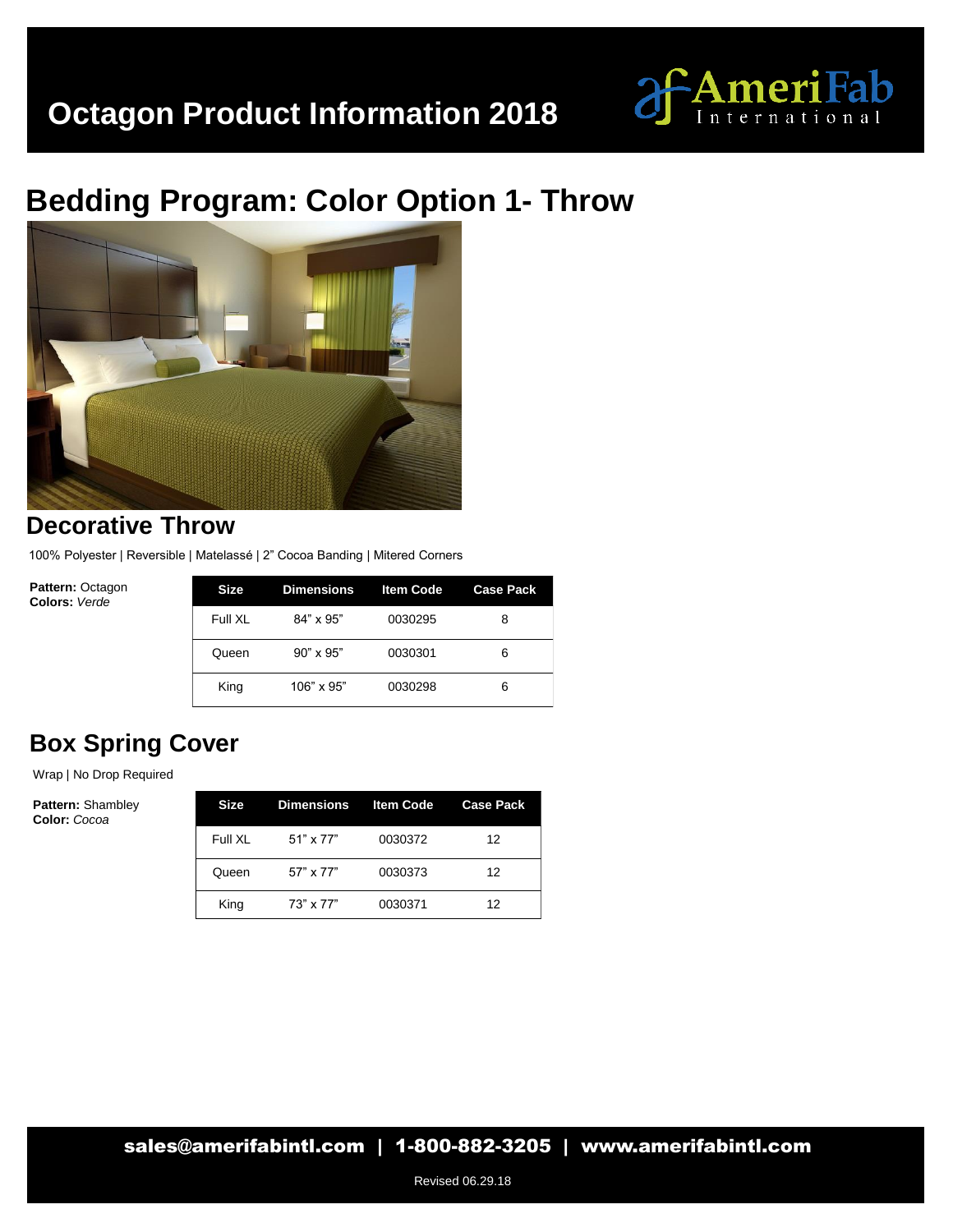# Octagon Product Information 2018

## Bedding Program: Color Option 1- Throw

### Decorative Throw

100% Polyester | Reversible | Matelassé | 2" Cocoa Banding | Mitered Corners

**Pattern:** Octagon
**Colors:** *Verde*

| Size | Dimensions | Item Code | Case Pack |
|---|---|---|---|
| Full XL | 84" x 95" | 0030295 | 8 |
| Queen | 90" x 95" | 0030301 | 6 |
| King | 106" x 95" | 0030298 | 6 |

### Box Spring Cover

Wrap | No Drop Required

**Pattern:** Shambley
**Color:** *Cocoa*

| Size | Dimensions | Item Code | Case Pack |
|---|---|---|---|
| Full XL | 51" x 77" | 0030372 | 12 |
| Queen | 57" x 77" | 0030373 | 12 |
| King | 73" x 77" | 0030371 | 12 |

**sales@amerifabintl.com | 1-800-882-3205 | www.amerifabintl.com**

Revised 06.29.18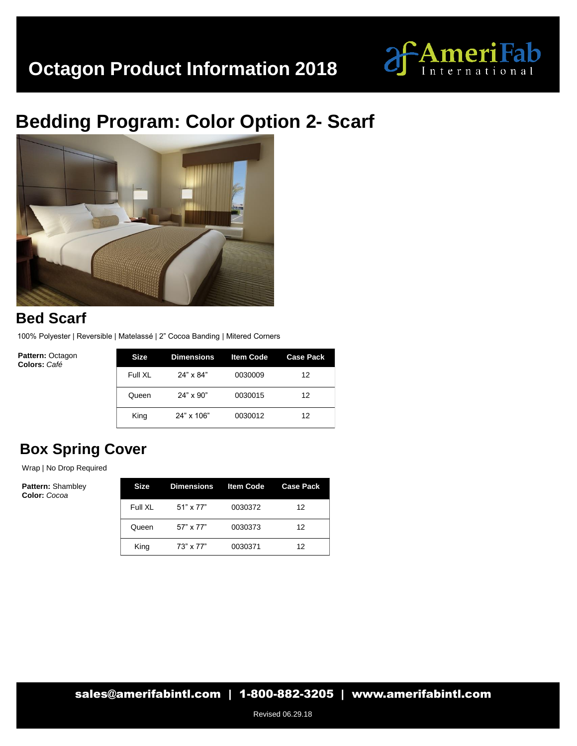# Octagon Product Information 2018

AmeriFab International

## Bedding Program: Color Option 2- Scarf

### Bed Scarf

100% Polyester | Reversible | Matelassé | 2” Cocoa Banding | Mitered Corners

**Pattern:** Octagon
**Colors:** *Café*

| Size | Dimensions | Item Code | Case Pack |
|---|---|---|---|
| Full XL | 24” x 84” | 0030009 | 12 |
| Queen | 24” x 90” | 0030015 | 12 |
| King | 24” x 106” | 0030012 | 12 |

### Box Spring Cover

Wrap | No Drop Required

**Pattern:** Shambley
**Color:** *Cocoa*

| Size | Dimensions | Item Code | Case Pack |
|---|---|---|---|
| Full XL | 51” x 77” | 0030372 | 12 |
| Queen | 57” x 77” | 0030373 | 12 |
| King | 73” x 77” | 0030371 | 12 |

**sales@amerifabintl.com | 1-800-882-3205 | www.amerifabintl.com**

Revised 06.29.18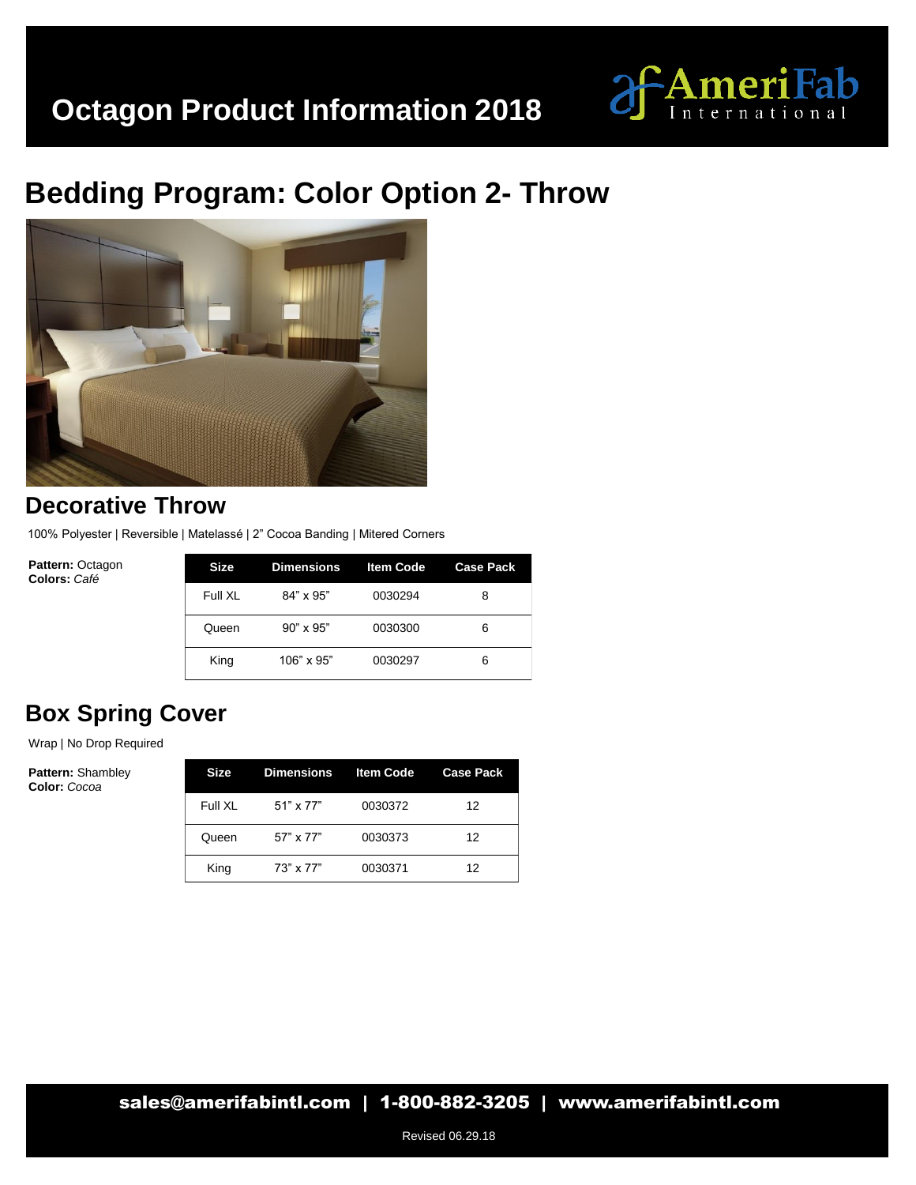# Octagon Product Information 2018

## Bedding Program: Color Option 2- Throw

### Decorative Throw

100% Polyester | Reversible | Matelassé | 2" Cocoa Banding | Mitered Corners

**Pattern:** Octagon
**Colors:** *Café*

| Size | Dimensions | Item Code | Case Pack |
|---|---|---|---|
| Full XL | 84" x 95" | 0030294 | 8 |
| Queen | 90" x 95" | 0030300 | 6 |
| King | 106" x 95" | 0030297 | 6 |

### Box Spring Cover

Wrap | No Drop Required

**Pattern:** Shambley
**Color:** *Cocoa*

| Size | Dimensions | Item Code | Case Pack |
|---|---|---|---|
| Full XL | 51" x 77" | 0030372 | 12 |
| Queen | 57" x 77" | 0030373 | 12 |
| King | 73" x 77" | 0030371 | 12 |

**sales@amerifabintl.com | 1-800-882-3205 | www.amerifabintl.com**

Revised 06.29.18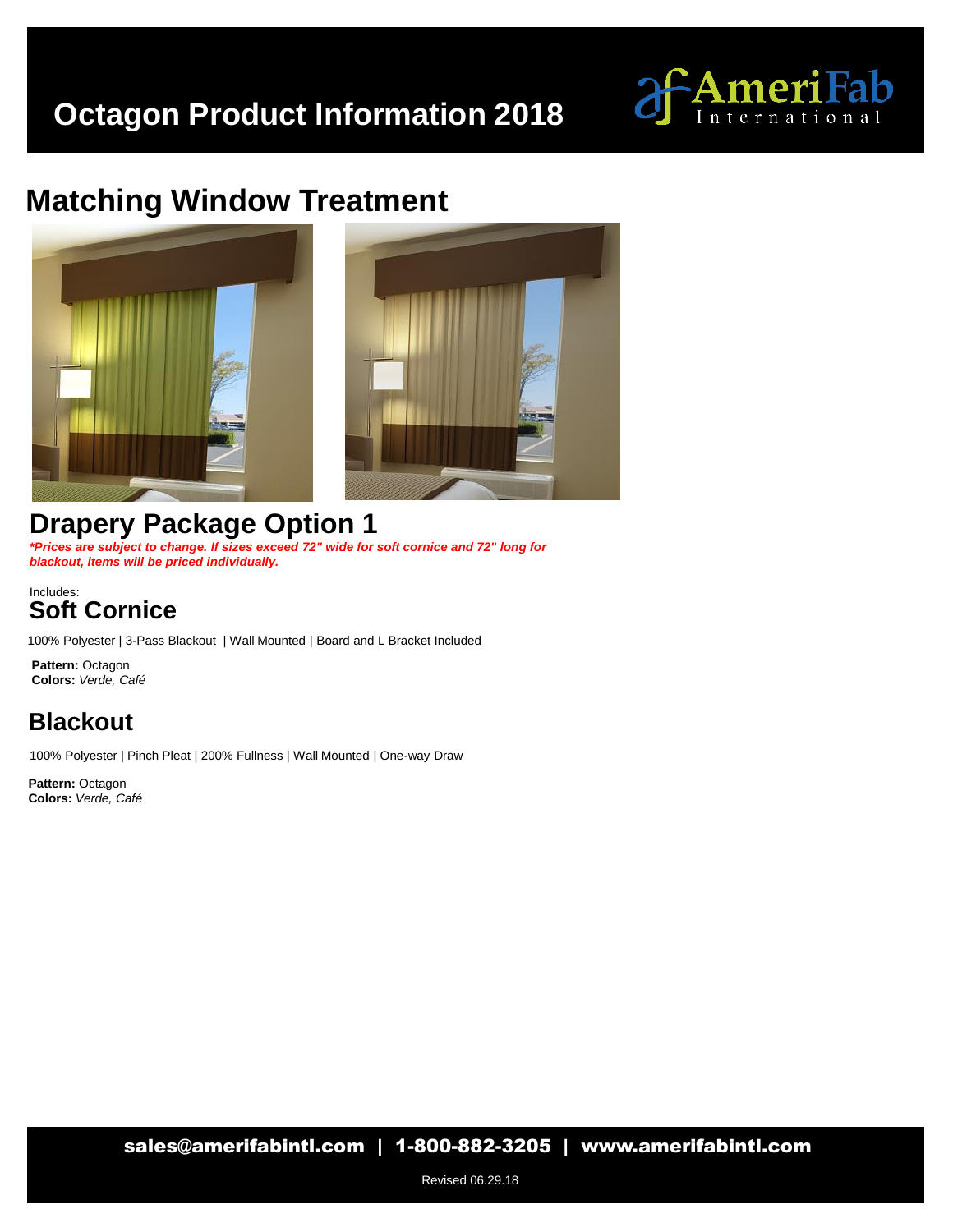# Octagon Product Information 2018

## Matching Window Treatment

## Drapery Package Option 1

***Prices are subject to change. If sizes exceed 72" wide for soft cornice and 72" long for blackout, items will be priced individually.***

Includes:

### Soft Cornice

100% Polyester | 3-Pass Blackout | Wall Mounted | Board and L Bracket Included

**Pattern:** Octagon
**Colors:** *Verde, Café*

### Blackout

100% Polyester | Pinch Pleat | 200% Fullness | Wall Mounted | One-way Draw

**Pattern:** Octagon
**Colors:** *Verde, Café*

**sales@amerifabintl.com | 1-800-882-3205 | www.amerifabintl.com**

Revised 06.29.18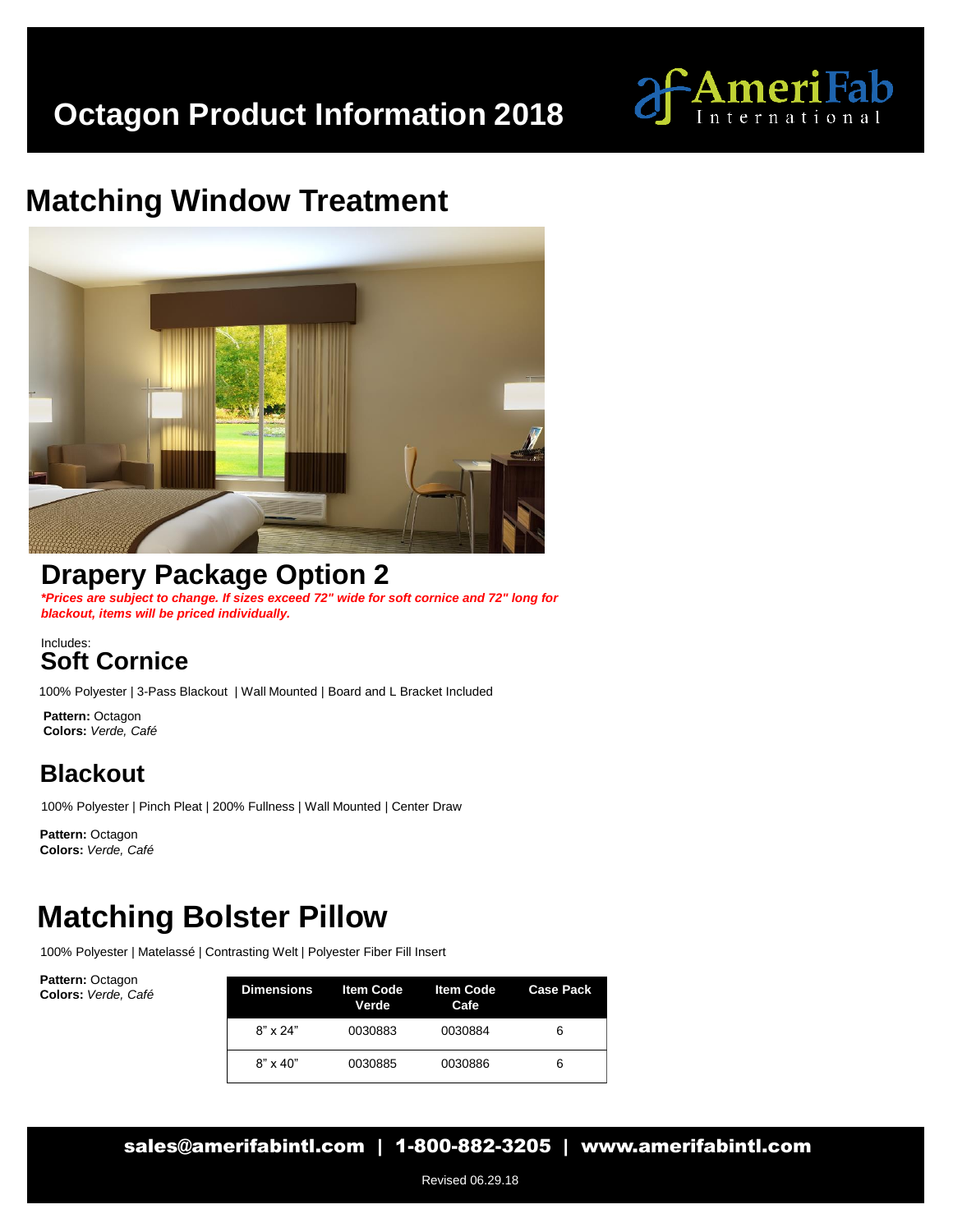# Octagon Product Information 2018

AmeriFab International

## Matching Window Treatment

## Drapery Package Option 2

***\*Prices are subject to change. If sizes exceed 72" wide for soft cornice and 72" long for blackout, items will be priced individually.***

Includes:

### Soft Cornice

100% Polyester | 3-Pass Blackout | Wall Mounted | Board and L Bracket Included

**Pattern:** Octagon
**Colors:** *Verde, Café*

### Blackout

100% Polyester | Pinch Pleat | 200% Fullness | Wall Mounted | Center Draw

**Pattern:** Octagon
**Colors:** *Verde, Café*

## Matching Bolster Pillow

100% Polyester | Matelassé | Contrasting Welt | Polyester Fiber Fill Insert

**Pattern:** Octagon
**Colors:** *Verde, Café*

| Dimensions | Item Code Verde | Item Code Cafe | Case Pack |
|---|---|---|---|
| 8" x 24" | 0030883 | 0030884 | 6 |
| 8" x 40" | 0030885 | 0030886 | 6 |

**sales@amerifabintl.com | 1-800-882-3205 | www.amerifabintl.com**

Revised 06.29.18